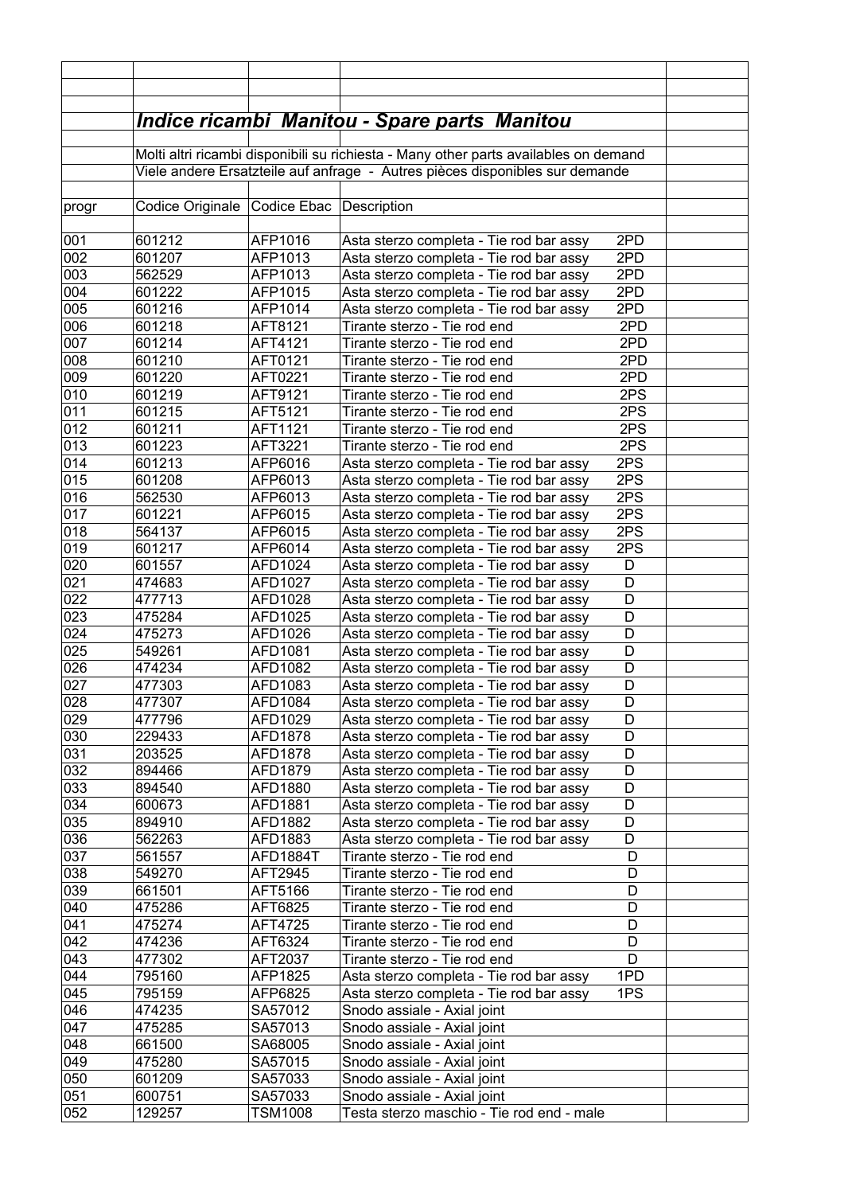## *Indice ricambi Manitou - Spare parts Manitou*

Molti altri ricambi disponibili su richiesta - Many other parts availables on demand

Viele andere Ersatzteile auf anfrage - Autres pièces disponibles sur demande

| progr | Codice Originale | Codice Ebac | Description | |
|---|---|---|---|---|
| 001 | 601212 | AFP1016 | Asta sterzo completa - Tie rod bar assy | 2PD |
| 002 | 601207 | AFP1013 | Asta sterzo completa - Tie rod bar assy | 2PD |
| 003 | 562529 | AFP1013 | Asta sterzo completa - Tie rod bar assy | 2PD |
| 004 | 601222 | AFP1015 | Asta sterzo completa - Tie rod bar assy | 2PD |
| 005 | 601216 | AFP1014 | Asta sterzo completa - Tie rod bar assy | 2PD |
| 006 | 601218 | AFT8121 | Tirante sterzo - Tie rod end | 2PD |
| 007 | 601214 | AFT4121 | Tirante sterzo - Tie rod end | 2PD |
| 008 | 601210 | AFT0121 | Tirante sterzo - Tie rod end | 2PD |
| 009 | 601220 | AFT0221 | Tirante sterzo - Tie rod end | 2PD |
| 010 | 601219 | AFT9121 | Tirante sterzo - Tie rod end | 2PS |
| 011 | 601215 | AFT5121 | Tirante sterzo - Tie rod end | 2PS |
| 012 | 601211 | AFT1121 | Tirante sterzo - Tie rod end | 2PS |
| 013 | 601223 | AFT3221 | Tirante sterzo - Tie rod end | 2PS |
| 014 | 601213 | AFP6016 | Asta sterzo completa - Tie rod bar assy | 2PS |
| 015 | 601208 | AFP6013 | Asta sterzo completa - Tie rod bar assy | 2PS |
| 016 | 562530 | AFP6013 | Asta sterzo completa - Tie rod bar assy | 2PS |
| 017 | 601221 | AFP6015 | Asta sterzo completa - Tie rod bar assy | 2PS |
| 018 | 564137 | AFP6015 | Asta sterzo completa - Tie rod bar assy | 2PS |
| 019 | 601217 | AFP6014 | Asta sterzo completa - Tie rod bar assy | 2PS |
| 020 | 601557 | AFD1024 | Asta sterzo completa - Tie rod bar assy | D |
| 021 | 474683 | AFD1027 | Asta sterzo completa - Tie rod bar assy | D |
| 022 | 477713 | AFD1028 | Asta sterzo completa - Tie rod bar assy | D |
| 023 | 475284 | AFD1025 | Asta sterzo completa - Tie rod bar assy | D |
| 024 | 475273 | AFD1026 | Asta sterzo completa - Tie rod bar assy | D |
| 025 | 549261 | AFD1081 | Asta sterzo completa - Tie rod bar assy | D |
| 026 | 474234 | AFD1082 | Asta sterzo completa - Tie rod bar assy | D |
| 027 | 477303 | AFD1083 | Asta sterzo completa - Tie rod bar assy | D |
| 028 | 477307 | AFD1084 | Asta sterzo completa - Tie rod bar assy | D |
| 029 | 477796 | AFD1029 | Asta sterzo completa - Tie rod bar assy | D |
| 030 | 229433 | AFD1878 | Asta sterzo completa - Tie rod bar assy | D |
| 031 | 203525 | AFD1878 | Asta sterzo completa - Tie rod bar assy | D |
| 032 | 894466 | AFD1879 | Asta sterzo completa - Tie rod bar assy | D |
| 033 | 894540 | AFD1880 | Asta sterzo completa - Tie rod bar assy | D |
| 034 | 600673 | AFD1881 | Asta sterzo completa - Tie rod bar assy | D |
| 035 | 894910 | AFD1882 | Asta sterzo completa - Tie rod bar assy | D |
| 036 | 562263 | AFD1883 | Asta sterzo completa - Tie rod bar assy | D |
| 037 | 561557 | AFD1884T | Tirante sterzo - Tie rod end | D |
| 038 | 549270 | AFT2945 | Tirante sterzo - Tie rod end | D |
| 039 | 661501 | AFT5166 | Tirante sterzo - Tie rod end | D |
| 040 | 475286 | AFT6825 | Tirante sterzo - Tie rod end | D |
| 041 | 475274 | AFT4725 | Tirante sterzo - Tie rod end | D |
| 042 | 474236 | AFT6324 | Tirante sterzo - Tie rod end | D |
| 043 | 477302 | AFT2037 | Tirante sterzo - Tie rod end | D |
| 044 | 795160 | AFP1825 | Asta sterzo completa - Tie rod bar assy | 1PD |
| 045 | 795159 | AFP6825 | Asta sterzo completa - Tie rod bar assy | 1PS |
| 046 | 474235 | SA57012 | Snodo assiale - Axial joint | |
| 047 | 475285 | SA57013 | Snodo assiale - Axial joint | |
| 048 | 661500 | SA68005 | Snodo assiale - Axial joint | |
| 049 | 475280 | SA57015 | Snodo assiale - Axial joint | |
| 050 | 601209 | SA57033 | Snodo assiale - Axial joint | |
| 051 | 600751 | SA57033 | Snodo assiale - Axial joint | |
| 052 | 129257 | TSM1008 | Testa sterzo maschio - Tie rod end - male | |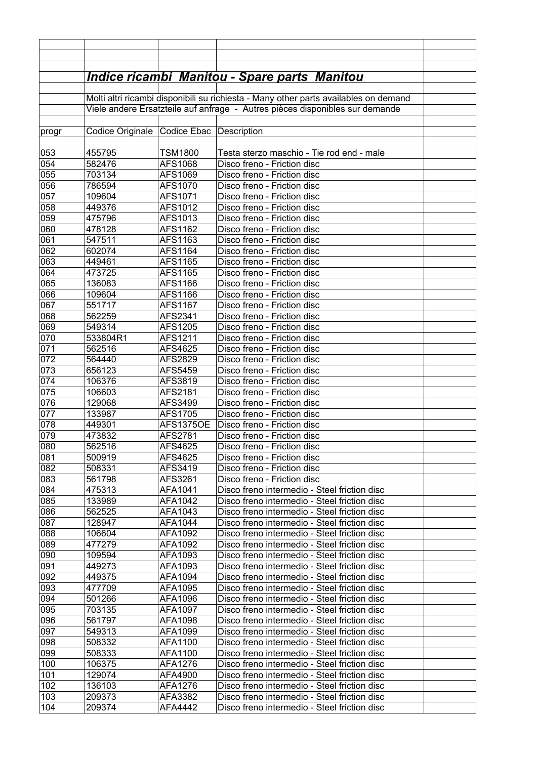## *Indice ricambi Manitou - Spare parts Manitou*

Molti altri ricambi disponibili su richiesta - Many other parts availables on demand

Viele andere Ersatzteile auf anfrage - Autres pièces disponibles sur demande

| progr | Codice Originale | Codice Ebac | Description |
|---|---|---|---|
| 053 | 455795 | TSM1800 | Testa sterzo maschio - Tie rod end - male |
| 054 | 582476 | AFS1068 | Disco freno - Friction disc |
| 055 | 703134 | AFS1069 | Disco freno - Friction disc |
| 056 | 786594 | AFS1070 | Disco freno - Friction disc |
| 057 | 109604 | AFS1071 | Disco freno - Friction disc |
| 058 | 449376 | AFS1012 | Disco freno - Friction disc |
| 059 | 475796 | AFS1013 | Disco freno - Friction disc |
| 060 | 478128 | AFS1162 | Disco freno - Friction disc |
| 061 | 547511 | AFS1163 | Disco freno - Friction disc |
| 062 | 602074 | AFS1164 | Disco freno - Friction disc |
| 063 | 449461 | AFS1165 | Disco freno - Friction disc |
| 064 | 473725 | AFS1165 | Disco freno - Friction disc |
| 065 | 136083 | AFS1166 | Disco freno - Friction disc |
| 066 | 109604 | AFS1166 | Disco freno - Friction disc |
| 067 | 551717 | AFS1167 | Disco freno - Friction disc |
| 068 | 562259 | AFS2341 | Disco freno - Friction disc |
| 069 | 549314 | AFS1205 | Disco freno - Friction disc |
| 070 | 533804R1 | AFS1211 | Disco freno - Friction disc |
| 071 | 562516 | AFS4625 | Disco freno - Friction disc |
| 072 | 564440 | AFS2829 | Disco freno - Friction disc |
| 073 | 656123 | AFS5459 | Disco freno - Friction disc |
| 074 | 106376 | AFS3819 | Disco freno - Friction disc |
| 075 | 106603 | AFS2181 | Disco freno - Friction disc |
| 076 | 129068 | AFS3499 | Disco freno - Friction disc |
| 077 | 133987 | AFS1705 | Disco freno - Friction disc |
| 078 | 449301 | AFS1375OE | Disco freno - Friction disc |
| 079 | 473832 | AFS2781 | Disco freno - Friction disc |
| 080 | 562516 | AFS4625 | Disco freno - Friction disc |
| 081 | 500919 | AFS4625 | Disco freno - Friction disc |
| 082 | 508331 | AFS3419 | Disco freno - Friction disc |
| 083 | 561798 | AFS3261 | Disco freno - Friction disc |
| 084 | 475313 | AFA1041 | Disco freno intermedio - Steel friction disc |
| 085 | 133989 | AFA1042 | Disco freno intermedio - Steel friction disc |
| 086 | 562525 | AFA1043 | Disco freno intermedio - Steel friction disc |
| 087 | 128947 | AFA1044 | Disco freno intermedio - Steel friction disc |
| 088 | 106604 | AFA1092 | Disco freno intermedio - Steel friction disc |
| 089 | 477279 | AFA1092 | Disco freno intermedio - Steel friction disc |
| 090 | 109594 | AFA1093 | Disco freno intermedio - Steel friction disc |
| 091 | 449273 | AFA1093 | Disco freno intermedio - Steel friction disc |
| 092 | 449375 | AFA1094 | Disco freno intermedio - Steel friction disc |
| 093 | 477709 | AFA1095 | Disco freno intermedio - Steel friction disc |
| 094 | 501266 | AFA1096 | Disco freno intermedio - Steel friction disc |
| 095 | 703135 | AFA1097 | Disco freno intermedio - Steel friction disc |
| 096 | 561797 | AFA1098 | Disco freno intermedio - Steel friction disc |
| 097 | 549313 | AFA1099 | Disco freno intermedio - Steel friction disc |
| 098 | 508332 | AFA1100 | Disco freno intermedio - Steel friction disc |
| 099 | 508333 | AFA1100 | Disco freno intermedio - Steel friction disc |
| 100 | 106375 | AFA1276 | Disco freno intermedio - Steel friction disc |
| 101 | 129074 | AFA4900 | Disco freno intermedio - Steel friction disc |
| 102 | 136103 | AFA1276 | Disco freno intermedio - Steel friction disc |
| 103 | 209373 | AFA3382 | Disco freno intermedio - Steel friction disc |
| 104 | 209374 | AFA4442 | Disco freno intermedio - Steel friction disc |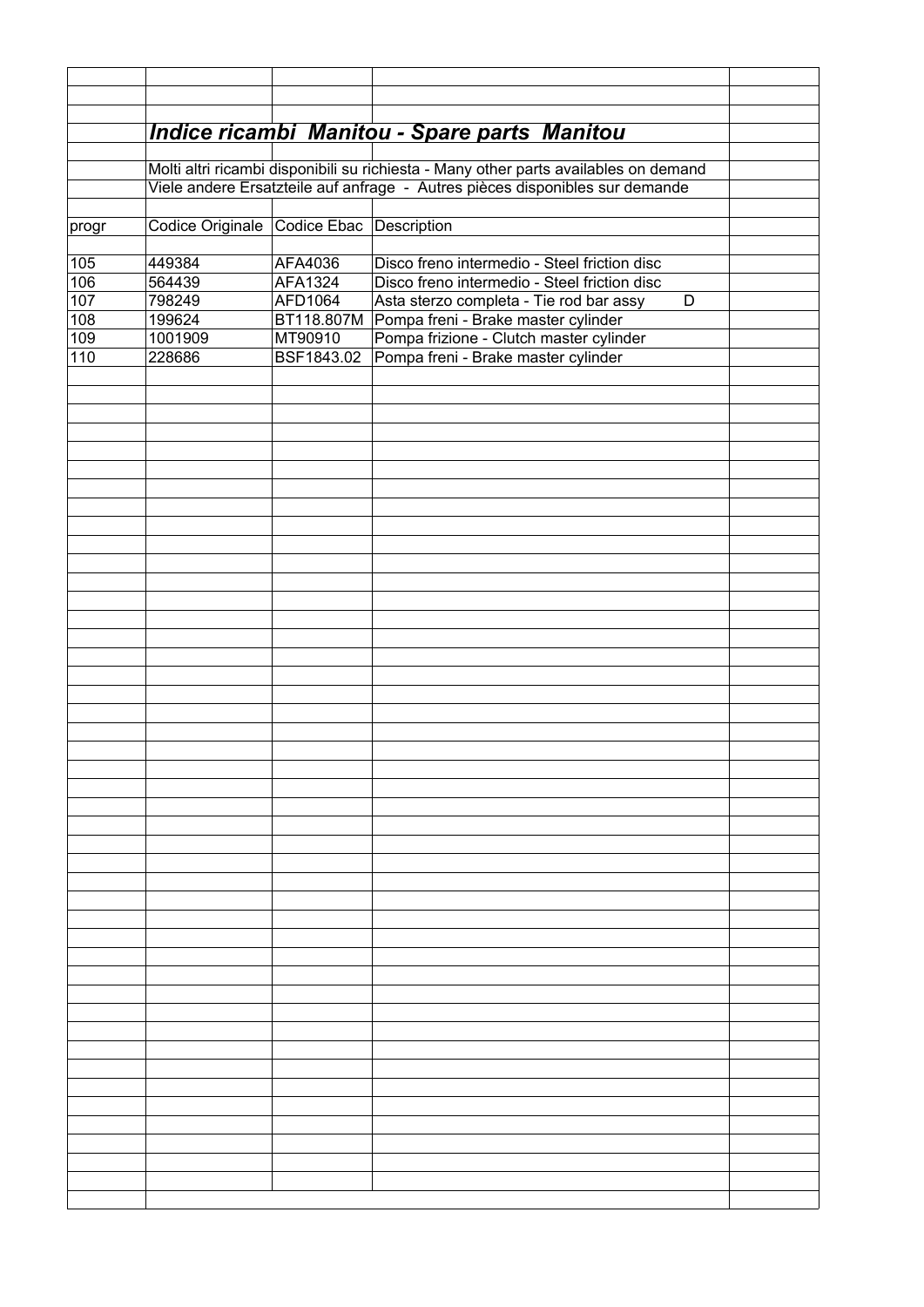## *Indice ricambi Manitou - Spare parts Manitou*

Molti altri ricambi disponibili su richiesta - Many other parts availables on demand
Viele andere Ersatzteile auf anfrage - Autres pièces disponibles sur demande

| progr | Codice Originale | Codice Ebac | Description | |
|---|---|---|---|---|
| 105 | 449384 | AFA4036 | Disco freno intermedio - Steel friction disc | |
| 106 | 564439 | AFA1324 | Disco freno intermedio - Steel friction disc | |
| 107 | 798249 | AFD1064 | Asta sterzo completa - Tie rod bar assy D | |
| 108 | 199624 | BT118.807M | Pompa freni - Brake master cylinder | |
| 109 | 1001909 | MT90910 | Pompa frizione - Clutch master cylinder | |
| 110 | 228686 | BSF1843.02 | Pompa freni - Brake master cylinder | |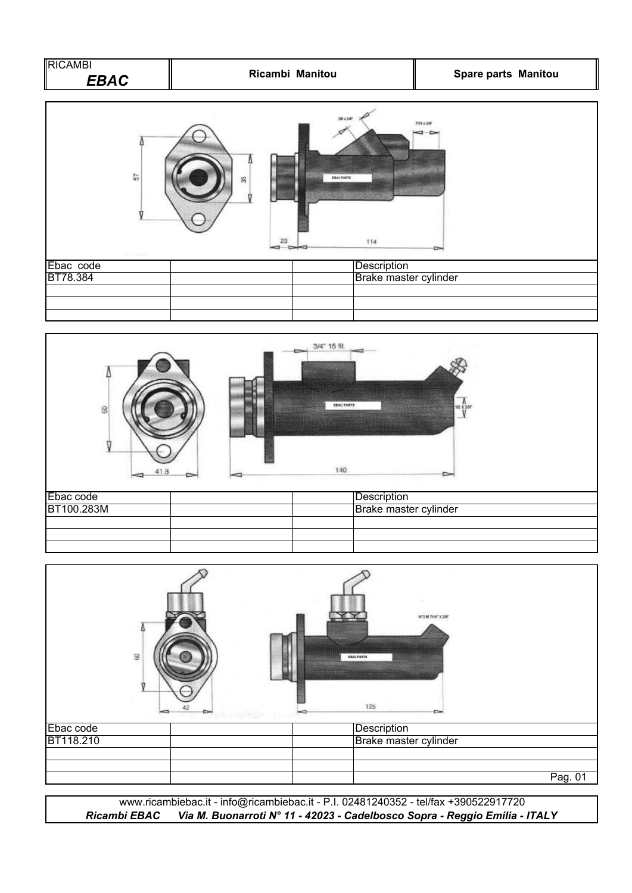| RICAMBI *EBAC* | Ricambi Manitou | Spare parts Manitou |
|---|---|---|

| Ebac code | | | Description |
|---|---|---|---|
| BT78.384 | | | Brake master cylinder |
| | | | |
| | | | |
| | | | |

| Ebac code | | | Description |
|---|---|---|---|
| BT100.283M | | | Brake master cylinder |
| | | | |
| | | | |
| | | | |

| Ebac code | | | Description |
|---|---|---|---|
| BT118.210 | | | Brake master cylinder |
| | | | |
| | | | |
| | | | |

www.ricambiebac.it - info@ricambiebac.it - P.I. 02481240352 - tel/fax +390522917720

***Ricambi EBAC*** ***Via M. Buonarroti N° 11 - 42023 - Cadelbosco Sopra - Reggio Emilia - ITALY***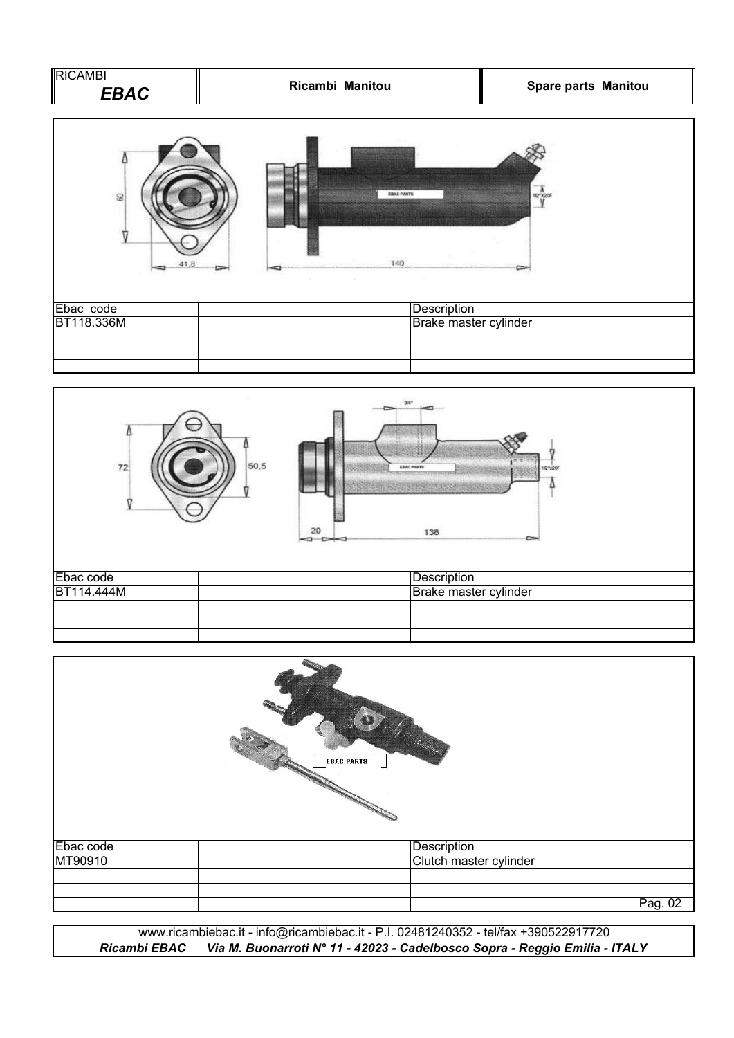| RICAMBI ***EBAC*** | **Ricambi Manitou** | **Spare parts Manitou** |
|---|---|---|

| Ebac code | | | Description |
|---|---|---|---|
| BT118.336M | | | Brake master cylinder |
| | | | |
| | | | |
| | | | |

| Ebac code | | | Description |
|---|---|---|---|
| BT114.444M | | | Brake master cylinder |
| | | | |
| | | | |
| | | | |

| Ebac code | | | Description |
|---|---|---|---|
| MT90910 | | | Clutch master cylinder |
| | | | |
| | | | |
| | | | |

www.ricambiebac.it - info@ricambiebac.it - P.I. 02481240352 - tel/fax +390522917720
***Ricambi EBAC*** *Via M. Buonarroti N° 11 - 42023 - Cadelbosco Sopra - Reggio Emilia - ITALY*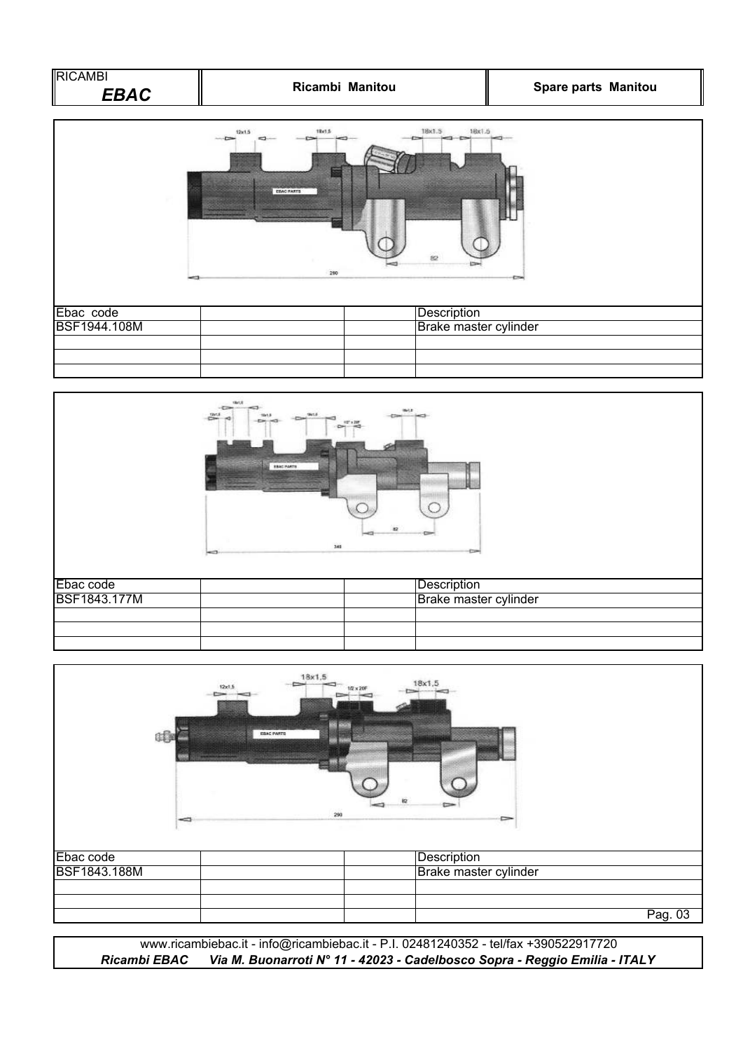| Ebac code | | | Description |
|---|---|---|---|
| BSF1944.108M | | | Brake master cylinder |
| | | | |
| | | | |
| | | | |

| Ebac code | | | Description |
|---|---|---|---|
| BSF1843.177M | | | Brake master cylinder |
| | | | |
| | | | |
| | | | |

| Ebac code | | | Description |
|---|---|---|---|
| BSF1843.188M | | | Brake master cylinder |
| | | | |
| | | | |
| | | | |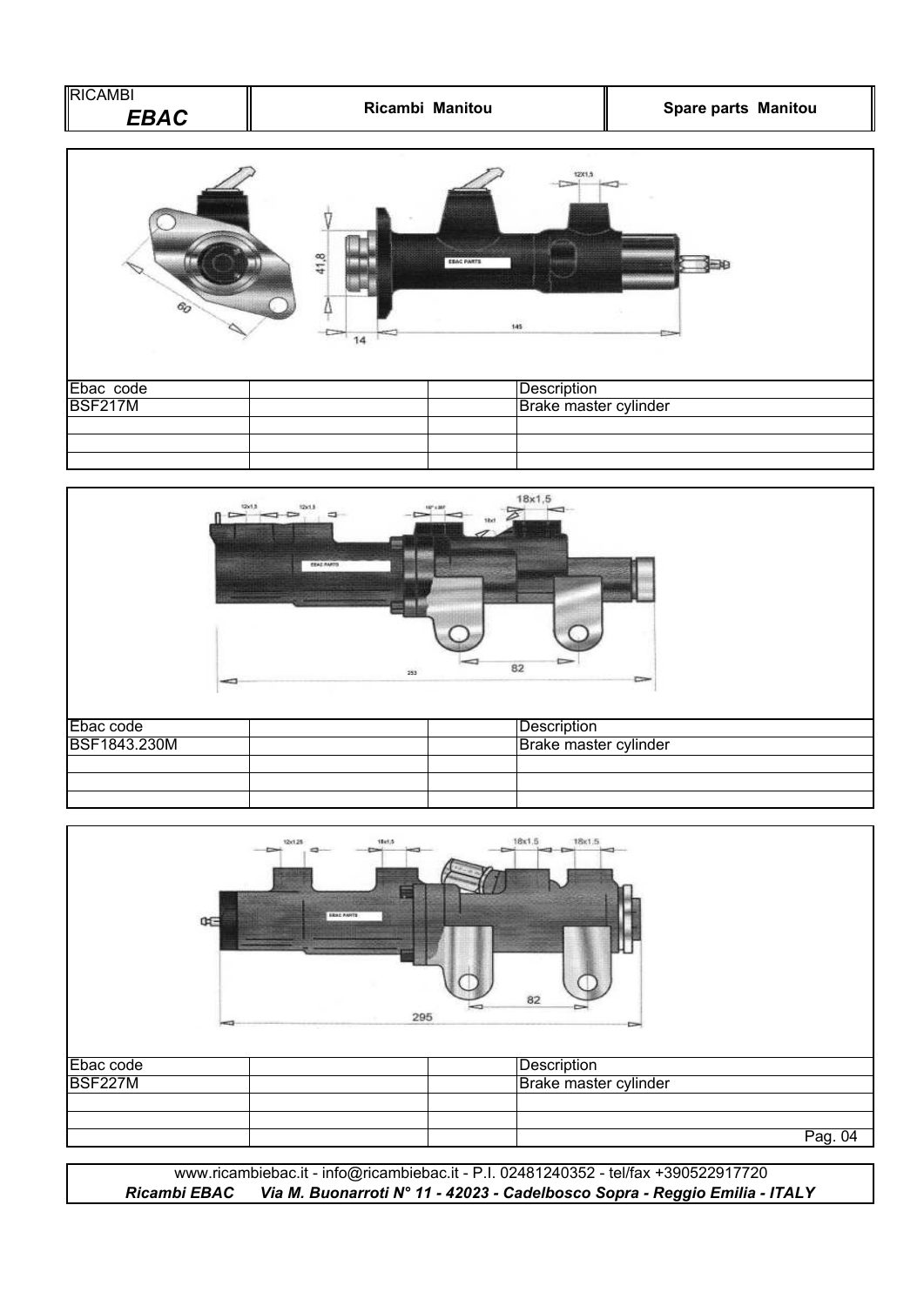| Ebac code | | | Description |
|---|---|---|---|
| BSF217M | | | Brake master cylinder |
| | | | |
| | | | |
| | | | |

| Ebac code | | | Description |
|---|---|---|---|
| BSF1843.230M | | | Brake master cylinder |
| | | | |
| | | | |
| | | | |

| Ebac code | | | Description |
|---|---|---|---|
| BSF227M | | | Brake master cylinder |
| | | | |
| | | | |
| | | | |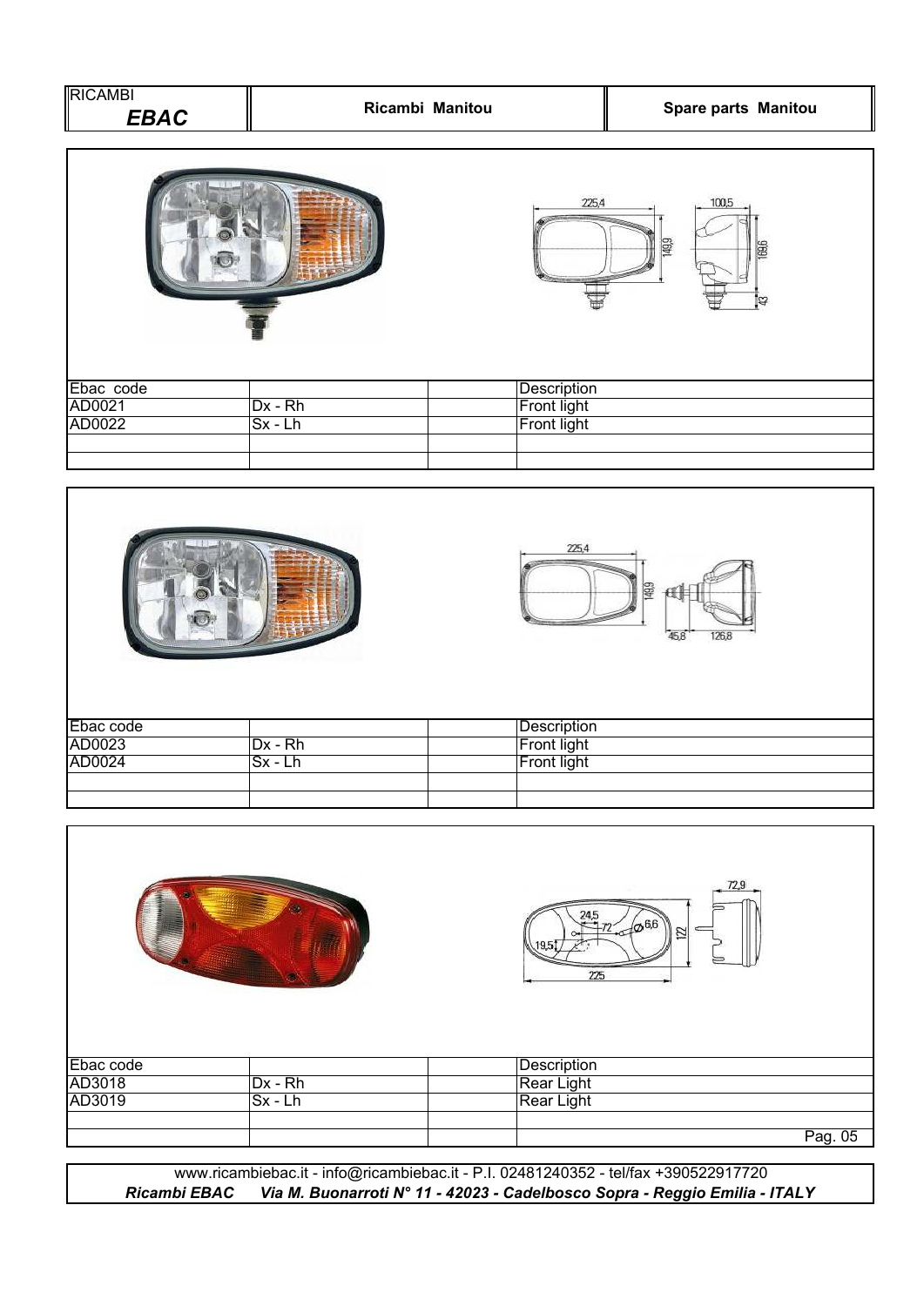| RICAMBI *EBAC* | **Ricambi Manitou** | **Spare parts Manitou** |
|---|---|---|

225,4
100,5
149,9
169,6
43

| Ebac code | | | Description |
|---|---|---|---|
| AD0021 | Dx - Rh | | Front light |
| AD0022 | Sx - Lh | | Front light |
| | | | |
| | | | |

225,4
149,9
45,8
126,8

| Ebac code | | | Description |
|---|---|---|---|
| AD0023 | Dx - Rh | | Front light |
| AD0024 | Sx - Lh | | Front light |
| | | | |
| | | | |

72,9
24,5
72
Ø 6,6
19,5
122
225

| Ebac code | | | Description |
|---|---|---|---|
| AD3018 | Dx - Rh | | Rear Light |
| AD3019 | Sx - Lh | | Rear Light |
| | | | |

www.ricambiebac.it - info@ricambiebac.it - P.I. 02481240352 - tel/fax +390522917720
***Ricambi EBAC*** ***Via M. Buonarroti N° 11 - 42023 - Cadelbosco Sopra - Reggio Emilia - ITALY***